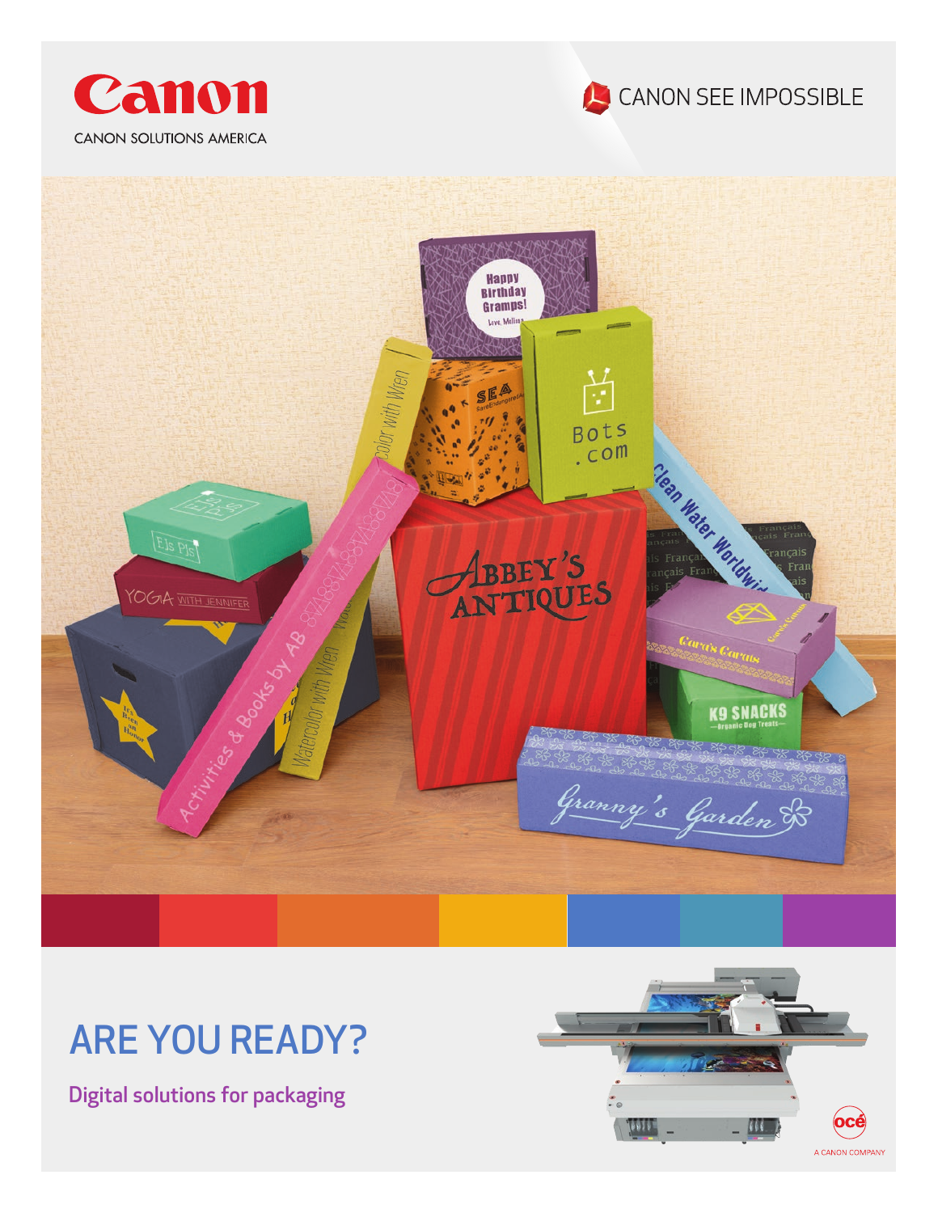Canon

CANON SOLUTIONS AMERICA

CANON SEE IMPOSSIBLE

# ARE YOU READY?

## Digital solutions for packaging

océ
A CANON COMPANY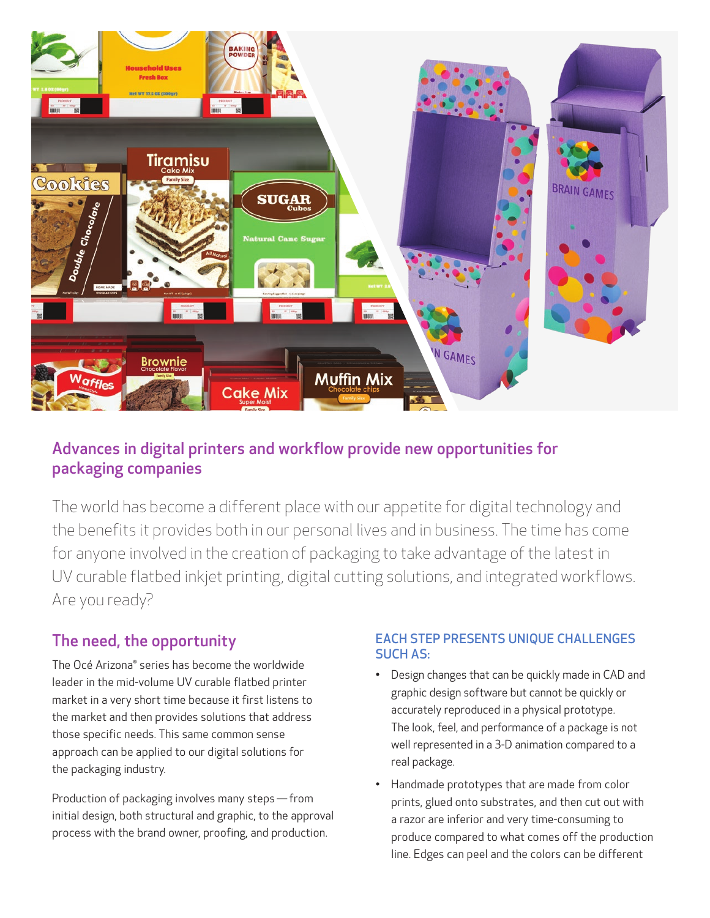## Advances in digital printers and workflow provide new opportunities for packaging companies

The world has become a different place with our appetite for digital technology and the benefits it provides both in our personal lives and in business. The time has come for anyone involved in the creation of packaging to take advantage of the latest in UV curable flatbed inkjet printing, digital cutting solutions, and integrated workflows. Are you ready?

### The need, the opportunity

The Océ Arizona® series has become the worldwide leader in the mid-volume UV curable flatbed printer market in a very short time because it first listens to the market and then provides solutions that address those specific needs. This same common sense approach can be applied to our digital solutions for the packaging industry.

Production of packaging involves many steps — from initial design, both structural and graphic, to the approval process with the brand owner, proofing, and production.

### EACH STEP PRESENTS UNIQUE CHALLENGES SUCH AS:

- Design changes that can be quickly made in CAD and graphic design software but cannot be quickly or accurately reproduced in a physical prototype. The look, feel, and performance of a package is not well represented in a 3-D animation compared to a real package.
- Handmade prototypes that are made from color prints, glued onto substrates, and then cut out with a razor are inferior and very time-consuming to produce compared to what comes off the production line. Edges can peel and the colors can be different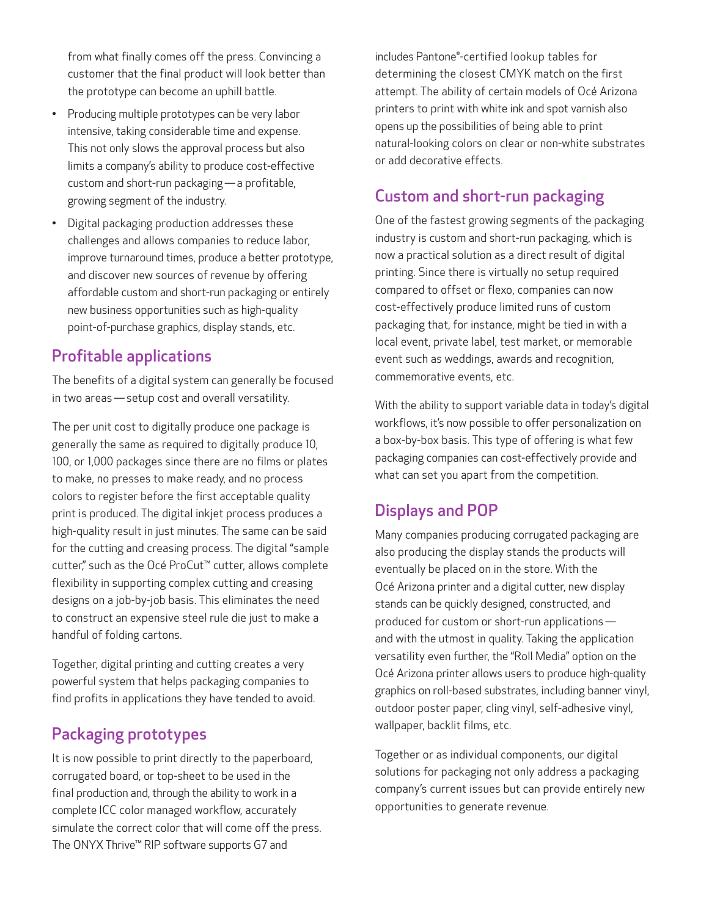from what finally comes off the press. Convincing a customer that the final product will look better than the prototype can become an uphill battle.

- Producing multiple prototypes can be very labor intensive, taking considerable time and expense. This not only slows the approval process but also limits a company's ability to produce cost-effective custom and short-run packaging — a profitable, growing segment of the industry.
- Digital packaging production addresses these challenges and allows companies to reduce labor, improve turnaround times, produce a better prototype, and discover new sources of revenue by offering affordable custom and short-run packaging or entirely new business opportunities such as high-quality point-of-purchase graphics, display stands, etc.

## Profitable applications

The benefits of a digital system can generally be focused in two areas — setup cost and overall versatility.

The per unit cost to digitally produce one package is generally the same as required to digitally produce 10, 100, or 1,000 packages since there are no films or plates to make, no presses to make ready, and no process colors to register before the first acceptable quality print is produced. The digital inkjet process produces a high-quality result in just minutes. The same can be said for the cutting and creasing process. The digital "sample cutter," such as the Océ ProCut™ cutter, allows complete flexibility in supporting complex cutting and creasing designs on a job-by-job basis. This eliminates the need to construct an expensive steel rule die just to make a handful of folding cartons.

Together, digital printing and cutting creates a very powerful system that helps packaging companies to find profits in applications they have tended to avoid.

## Packaging prototypes

It is now possible to print directly to the paperboard, corrugated board, or top-sheet to be used in the final production and, through the ability to work in a complete ICC color managed workflow, accurately simulate the correct color that will come off the press. The ONYX Thrive™ RIP software supports G7 and includes Pantone®-certified lookup tables for determining the closest CMYK match on the first attempt. The ability of certain models of Océ Arizona printers to print with white ink and spot varnish also opens up the possibilities of being able to print natural-looking colors on clear or non-white substrates or add decorative effects.

## Custom and short-run packaging

One of the fastest growing segments of the packaging industry is custom and short-run packaging, which is now a practical solution as a direct result of digital printing. Since there is virtually no setup required compared to offset or flexo, companies can now cost-effectively produce limited runs of custom packaging that, for instance, might be tied in with a local event, private label, test market, or memorable event such as weddings, awards and recognition, commemorative events, etc.

With the ability to support variable data in today's digital workflows, it's now possible to offer personalization on a box-by-box basis. This type of offering is what few packaging companies can cost-effectively provide and what can set you apart from the competition.

## Displays and POP

Many companies producing corrugated packaging are also producing the display stands the products will eventually be placed on in the store. With the Océ Arizona printer and a digital cutter, new display stands can be quickly designed, constructed, and produced for custom or short-run applications — and with the utmost in quality. Taking the application versatility even further, the "Roll Media" option on the Océ Arizona printer allows users to produce high-quality graphics on roll-based substrates, including banner vinyl, outdoor poster paper, cling vinyl, self-adhesive vinyl, wallpaper, backlit films, etc.

Together or as individual components, our digital solutions for packaging not only address a packaging company's current issues but can provide entirely new opportunities to generate revenue.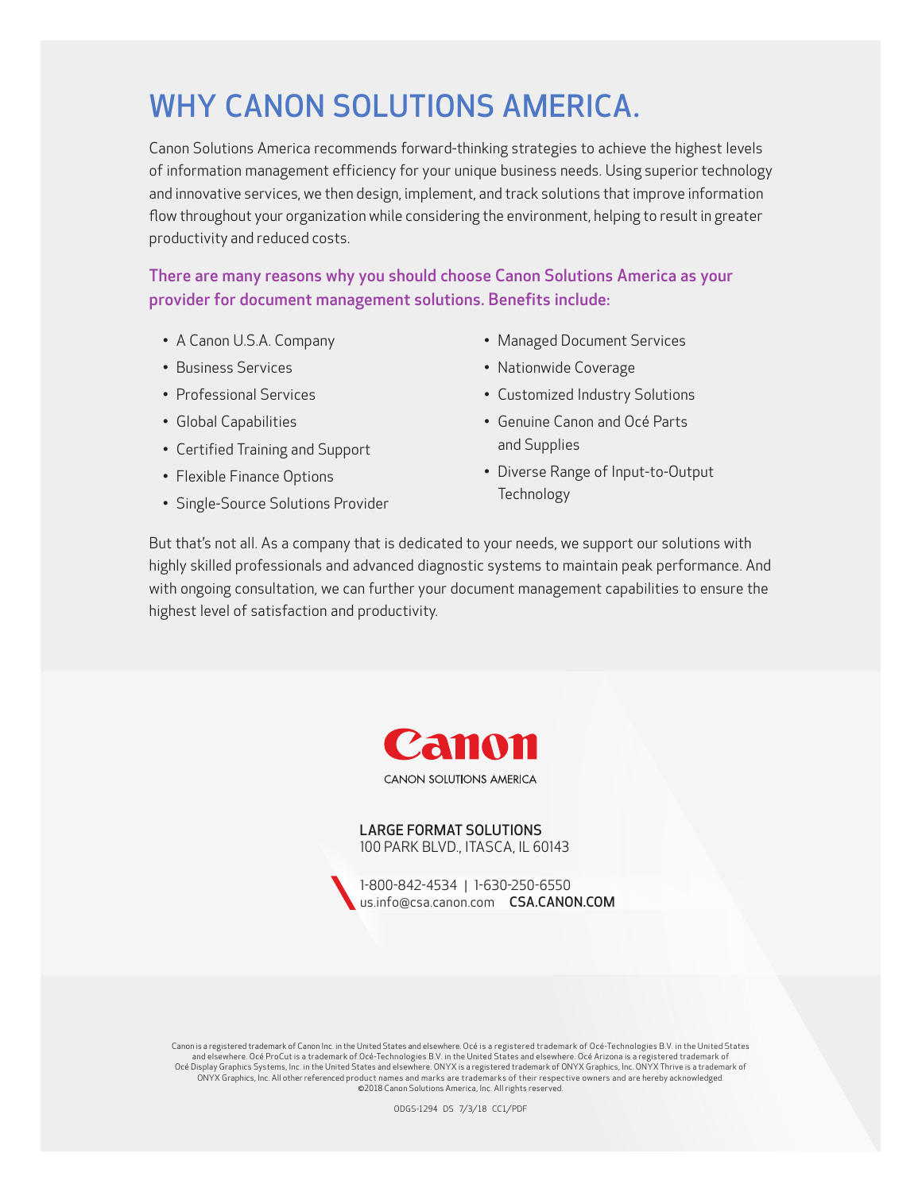# WHY CANON SOLUTIONS AMERICA.

Canon Solutions America recommends forward-thinking strategies to achieve the highest levels of information management efficiency for your unique business needs. Using superior technology and innovative services, we then design, implement, and track solutions that improve information flow throughout your organization while considering the environment, helping to result in greater productivity and reduced costs.

**There are many reasons why you should choose Canon Solutions America as your provider for document management solutions. Benefits include:**

- A Canon U.S.A. Company
- Business Services
- Professional Services
- Global Capabilities
- Certified Training and Support
- Flexible Finance Options
- Single-Source Solutions Provider
- Managed Document Services
- Nationwide Coverage
- Customized Industry Solutions
- Genuine Canon and Océ Parts and Supplies
- Diverse Range of Input-to-Output Technology

But that's not all. As a company that is dedicated to your needs, we support our solutions with highly skilled professionals and advanced diagnostic systems to maintain peak performance. And with ongoing consultation, we can further your document management capabilities to ensure the highest level of satisfaction and productivity.

Canon

CANON SOLUTIONS AMERICA

**LARGE FORMAT SOLUTIONS**
100 PARK BLVD., ITASCA, IL 60143

1-800-842-4534 | 1-630-250-6550
us.info@csa.canon.com **CSA.CANON.COM**

Canon is a registered trademark of Canon Inc. in the United States and elsewhere. Océ is a registered trademark of Océ-Technologies B.V. in the United States and elsewhere. Océ ProCut is a trademark of Océ-Technologies B.V. in the United States and elsewhere. Océ Arizona is a registered trademark of Océ Display Graphics Systems, Inc. in the United States and elsewhere. ONYX is a registered trademark of ONYX Graphics, Inc. ONYX Thrive is a trademark of ONYX Graphics, Inc. All other referenced product names and marks are trademarks of their respective owners and are hereby acknowledged.
©2018 Canon Solutions America, Inc. All rights reserved.

ODGS-1294 DS 7/3/18 CC1/PDF